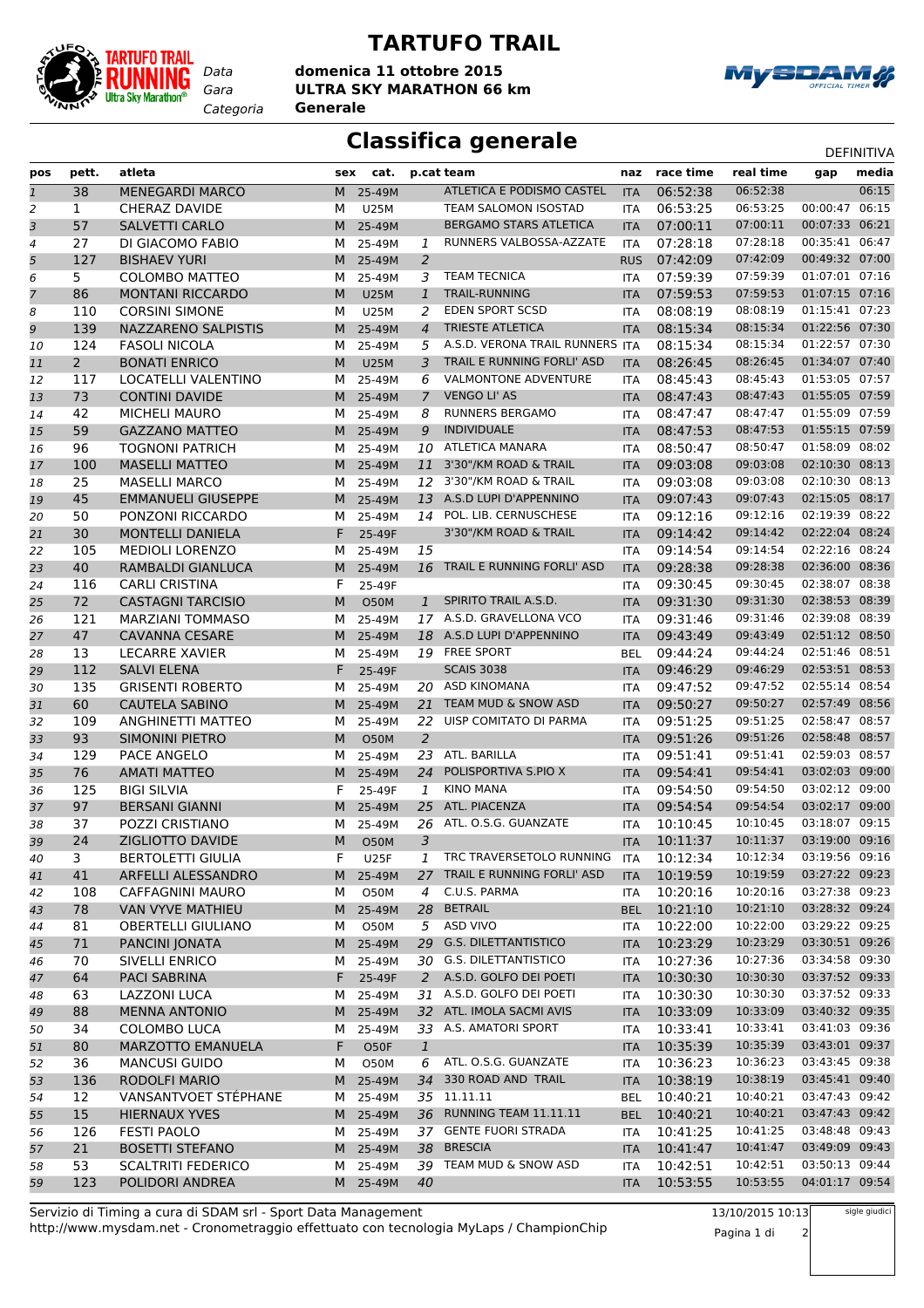# TARTUFO TRAIL

Data: domenica 11 ottobre 2015
Gara: ULTRA SKY MARATHON 66 km
Categoria: Generale

## Classifica generale

DEFINITIVA

| pos | pett. | atleta | sex | cat. | p.cat | team | naz | race time | real time | gap | media |
|---|---|---|---|---|---|---|---|---|---|---|---|
| 1 | 38 | MENEGARDI MARCO | M | 25-49M | | ATLETICA E PODISMO CASTEL | ITA | 06:52:38 | 06:52:38 | | 06:15 |
| 2 | 1 | CHERAZ DAVIDE | M | U25M | | TEAM SALOMON ISOSTAD | ITA | 06:53:25 | 06:53:25 | 00:00:47 | 06:15 |
| 3 | 57 | SALVETTI CARLO | M | 25-49M | | BERGAMO STARS ATLETICA | ITA | 07:00:11 | 07:00:11 | 00:07:33 | 06:21 |
| 4 | 27 | DI GIACOMO FABIO | M | 25-49M | 1 | RUNNERS VALBOSSA-AZZATE | ITA | 07:28:18 | 07:28:18 | 00:35:41 | 06:47 |
| 5 | 127 | BISHAEV YURI | M | 25-49M | 2 | | RUS | 07:42:09 | 07:42:09 | 00:49:32 | 07:00 |
| 6 | 5 | COLOMBO MATTEO | M | 25-49M | 3 | TEAM TECNICA | ITA | 07:59:39 | 07:59:39 | 01:07:01 | 07:16 |
| 7 | 86 | MONTANI RICCARDO | M | U25M | 1 | TRAIL-RUNNING | ITA | 07:59:53 | 07:59:53 | 01:07:15 | 07:16 |
| 8 | 110 | CORSINI SIMONE | M | U25M | 2 | EDEN SPORT SCSD | ITA | 08:08:19 | 08:08:19 | 01:15:41 | 07:23 |
| 9 | 139 | NAZZARENO SALPISTIS | M | 25-49M | 4 | TRIESTE ATLETICA | ITA | 08:15:34 | 08:15:34 | 01:22:56 | 07:30 |
| 10 | 124 | FASOLI NICOLA | M | 25-49M | 5 | A.S.D. VERONA TRAIL RUNNERS | ITA | 08:15:34 | 08:15:34 | 01:22:57 | 07:30 |
| 11 | 2 | BONATI ENRICO | M | U25M | 3 | TRAIL E RUNNING FORLI' ASD | ITA | 08:26:45 | 08:26:45 | 01:34:07 | 07:40 |
| 12 | 117 | LOCATELLI VALENTINO | M | 25-49M | 6 | VALMONTONE ADVENTURE | ITA | 08:45:43 | 08:45:43 | 01:53:05 | 07:57 |
| 13 | 73 | CONTINI DAVIDE | M | 25-49M | 7 | VENGO LI' AS | ITA | 08:47:43 | 08:47:43 | 01:55:05 | 07:59 |
| 14 | 42 | MICHELI MAURO | M | 25-49M | 8 | RUNNERS BERGAMO | ITA | 08:47:47 | 08:47:47 | 01:55:09 | 07:59 |
| 15 | 59 | GAZZANO MATTEO | M | 25-49M | 9 | INDIVIDUALE | ITA | 08:47:53 | 08:47:53 | 01:55:15 | 07:59 |
| 16 | 96 | TOGNONI PATRICH | M | 25-49M | 10 | ATLETICA MANARA | ITA | 08:50:47 | 08:50:47 | 01:58:09 | 08:02 |
| 17 | 100 | MASELLI MATTEO | M | 25-49M | 11 | 3'30"/KM ROAD & TRAIL | ITA | 09:03:08 | 09:03:08 | 02:10:30 | 08:13 |
| 18 | 25 | MASELLI MARCO | M | 25-49M | 12 | 3'30"/KM ROAD & TRAIL | ITA | 09:03:08 | 09:03:08 | 02:10:30 | 08:13 |
| 19 | 45 | EMMANUELI GIUSEPPE | M | 25-49M | 13 | A.S.D LUPI D'APPENNINO | ITA | 09:07:43 | 09:07:43 | 02:15:05 | 08:17 |
| 20 | 50 | PONZONI RICCARDO | M | 25-49M | 14 | POL. LIB. CERNUSCHESE | ITA | 09:12:16 | 09:12:16 | 02:19:39 | 08:22 |
| 21 | 30 | MONTELLI DANIELA | F | 25-49F | | 3'30"/KM ROAD & TRAIL | ITA | 09:14:42 | 09:14:42 | 02:22:04 | 08:24 |
| 22 | 105 | MEDIOLI LORENZO | M | 25-49M | 15 | | ITA | 09:14:54 | 09:14:54 | 02:22:16 | 08:24 |
| 23 | 40 | RAMBALDI GIANLUCA | M | 25-49M | 16 | TRAIL E RUNNING FORLI' ASD | ITA | 09:28:38 | 09:28:38 | 02:36:00 | 08:36 |
| 24 | 116 | CARLI CRISTINA | F | 25-49F | | | ITA | 09:30:45 | 09:30:45 | 02:38:07 | 08:38 |
| 25 | 72 | CASTAGNI TARCISIO | M | O50M | 1 | SPIRITO TRAIL A.S.D. | ITA | 09:31:30 | 09:31:30 | 02:38:53 | 08:39 |
| 26 | 121 | MARZIANI TOMMASO | M | 25-49M | 17 | A.S.D. GRAVELLONA VCO | ITA | 09:31:46 | 09:31:46 | 02:39:08 | 08:39 |
| 27 | 47 | CAVANNA CESARE | M | 25-49M | 18 | A.S.D LUPI D'APPENNINO | ITA | 09:43:49 | 09:43:49 | 02:51:12 | 08:50 |
| 28 | 13 | LECARRE XAVIER | M | 25-49M | 19 | FREE SPORT | BEL | 09:44:24 | 09:44:24 | 02:51:46 | 08:51 |
| 29 | 112 | SALVI ELENA | F | 25-49F | | SCAIS 3038 | ITA | 09:46:29 | 09:46:29 | 02:53:51 | 08:53 |
| 30 | 135 | GRISENTI ROBERTO | M | 25-49M | 20 | ASD KINOMANA | ITA | 09:47:52 | 09:47:52 | 02:55:14 | 08:54 |
| 31 | 60 | CAUTELA SABINO | M | 25-49M | 21 | TEAM MUD & SNOW ASD | ITA | 09:50:27 | 09:50:27 | 02:57:49 | 08:56 |
| 32 | 109 | ANGHINETTI MATTEO | M | 25-49M | 22 | UISP COMITATO DI PARMA | ITA | 09:51:25 | 09:51:25 | 02:58:47 | 08:57 |
| 33 | 93 | SIMONINI PIETRO | M | O50M | 2 | | ITA | 09:51:26 | 09:51:26 | 02:58:48 | 08:57 |
| 34 | 129 | PACE ANGELO | M | 25-49M | 23 | ATL. BARILLA | ITA | 09:51:41 | 09:51:41 | 02:59:03 | 08:57 |
| 35 | 76 | AMATI MATTEO | M | 25-49M | 24 | POLISPORTIVA S.PIO X | ITA | 09:54:41 | 09:54:41 | 03:02:03 | 09:00 |
| 36 | 125 | BIGI SILVIA | F | 25-49F | 1 | KINO MANA | ITA | 09:54:50 | 09:54:50 | 03:02:12 | 09:00 |
| 37 | 97 | BERSANI GIANNI | M | 25-49M | 25 | ATL. PIACENZA | ITA | 09:54:54 | 09:54:54 | 03:02:17 | 09:00 |
| 38 | 37 | POZZI CRISTIANO | M | 25-49M | 26 | ATL. O.S.G. GUANZATE | ITA | 10:10:45 | 10:10:45 | 03:18:07 | 09:15 |
| 39 | 24 | ZIGLIOTTO DAVIDE | M | O50M | 3 | | ITA | 10:11:37 | 10:11:37 | 03:19:00 | 09:16 |
| 40 | 3 | BERTOLETTI GIULIA | F | U25F | 1 | TRC TRAVERSETOLO RUNNING | ITA | 10:12:34 | 10:12:34 | 03:19:56 | 09:16 |
| 41 | 41 | ARFELLI ALESSANDRO | M | 25-49M | 27 | TRAIL E RUNNING FORLI' ASD | ITA | 10:19:59 | 10:19:59 | 03:27:22 | 09:23 |
| 42 | 108 | CAFFAGNINI MAURO | M | O50M | 4 | C.U.S. PARMA | ITA | 10:20:16 | 10:20:16 | 03:27:38 | 09:23 |
| 43 | 78 | VAN VYVE MATHIEU | M | 25-49M | 28 | BETRAIL | BEL | 10:21:10 | 10:21:10 | 03:28:32 | 09:24 |
| 44 | 81 | OBERTELLI GIULIANO | M | O50M | 5 | ASD VIVO | ITA | 10:22:00 | 10:22:00 | 03:29:22 | 09:25 |
| 45 | 71 | PANCINI JONATA | M | 25-49M | 29 | G.S. DILETTANTISTICO | ITA | 10:23:29 | 10:23:29 | 03:30:51 | 09:26 |
| 46 | 70 | SIVELLI ENRICO | M | 25-49M | 30 | G.S. DILETTANTISTICO | ITA | 10:27:36 | 10:27:36 | 03:34:58 | 09:30 |
| 47 | 64 | PACI SABRINA | F | 25-49F | 2 | A.S.D. GOLFO DEI POETI | ITA | 10:30:30 | 10:30:30 | 03:37:52 | 09:33 |
| 48 | 63 | LAZZONI LUCA | M | 25-49M | 31 | A.S.D. GOLFO DEI POETI | ITA | 10:30:30 | 10:30:30 | 03:37:52 | 09:33 |
| 49 | 88 | MENNA ANTONIO | M | 25-49M | 32 | ATL. IMOLA SACMI AVIS | ITA | 10:33:09 | 10:33:09 | 03:40:32 | 09:35 |
| 50 | 34 | COLOMBO LUCA | M | 25-49M | 33 | A.S. AMATORI SPORT | ITA | 10:33:41 | 10:33:41 | 03:41:03 | 09:36 |
| 51 | 80 | MARZOTTO EMANUELA | F | O50F | 1 | | ITA | 10:35:39 | 10:35:39 | 03:43:01 | 09:37 |
| 52 | 36 | MANCUSI GUIDO | M | O50M | 6 | ATL. O.S.G. GUANZATE | ITA | 10:36:23 | 10:36:23 | 03:43:45 | 09:38 |
| 53 | 136 | RODOLFI MARIO | M | 25-49M | 34 | 330 ROAD AND TRAIL | ITA | 10:38:19 | 10:38:19 | 03:45:41 | 09:40 |
| 54 | 12 | VANSANTVOET STÉPHANE | M | 25-49M | 35 | 11.11.11 | BEL | 10:40:21 | 10:40:21 | 03:47:43 | 09:42 |
| 55 | 15 | HIERNAUX YVES | M | 25-49M | 36 | RUNNING TEAM 11.11.11 | BEL | 10:40:21 | 10:40:21 | 03:47:43 | 09:42 |
| 56 | 126 | FESTI PAOLO | M | 25-49M | 37 | GENTE FUORI STRADA | ITA | 10:41:25 | 10:41:25 | 03:48:48 | 09:43 |
| 57 | 21 | BOSETTI STEFANO | M | 25-49M | 38 | BRESCIA | ITA | 10:41:47 | 10:41:47 | 03:49:09 | 09:43 |
| 58 | 53 | SCALTRITI FEDERICO | M | 25-49M | 39 | TEAM MUD & SNOW ASD | ITA | 10:42:51 | 10:42:51 | 03:50:13 | 09:44 |
| 59 | 123 | POLIDORI ANDREA | M | 25-49M | 40 | | ITA | 10:53:55 | 10:53:55 | 04:01:17 | 09:54 |

Servizio di Timing a cura di SDAM srl - Sport Data Management
http://www.mysdam.net - Cronometraggio effettuato con tecnologia MyLaps / ChampionChip

13/10/2015 10:13

sigle giudici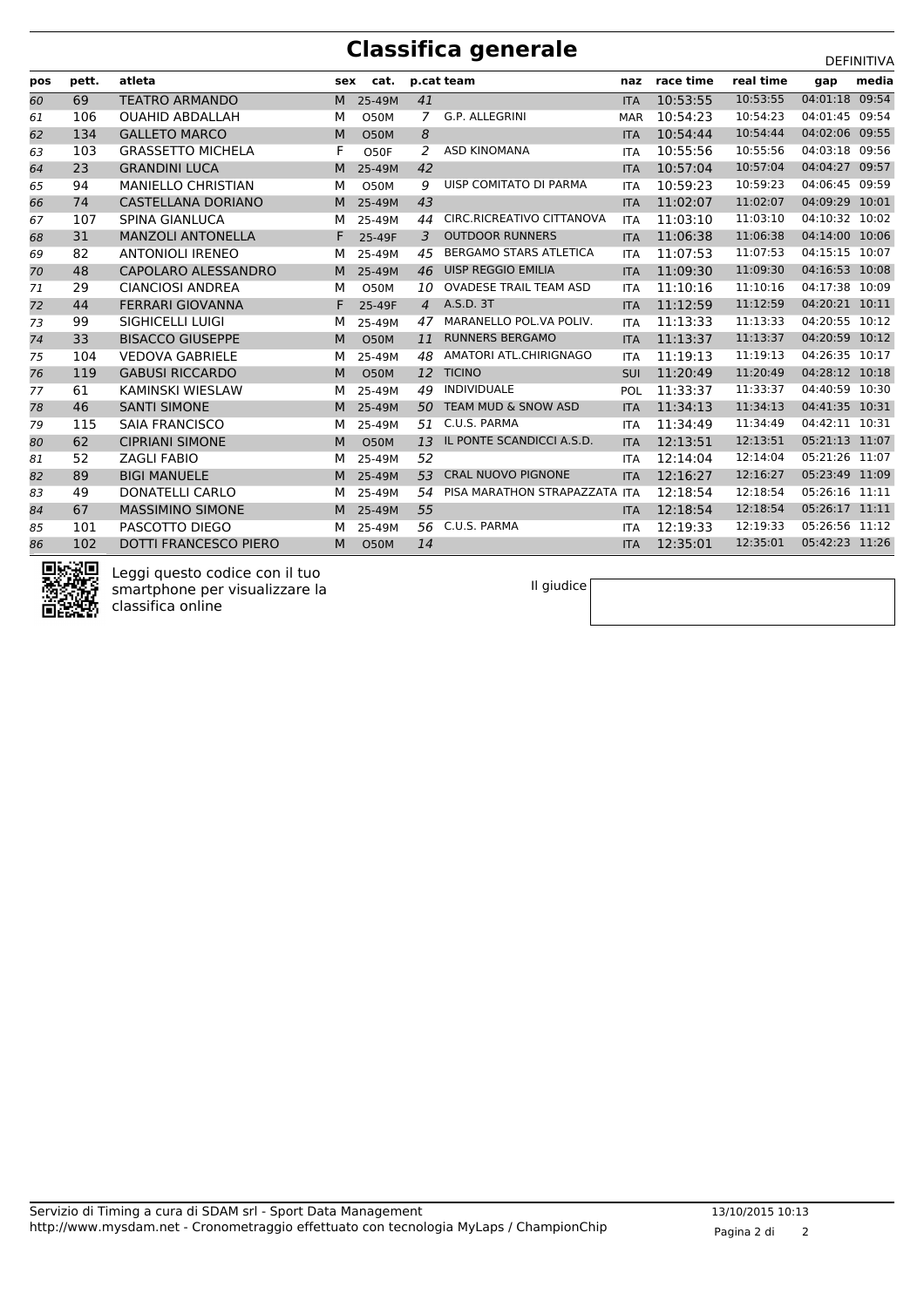# Classifica generale

DEFINITIVA

| pos | pett. | atleta | sex | cat. | p.cat | team | naz | race time | real time | gap | media |
|---|---|---|---|---|---|---|---|---|---|---|---|
| 60 | 69 | TEATRO ARMANDO | M | 25-49M | 41 | | ITA | 10:53:55 | 10:53:55 | 04:01:18 | 09:54 |
| 61 | 106 | OUAHID ABDALLAH | M | O50M | 7 | G.P. ALLEGRINI | MAR | 10:54:23 | 10:54:23 | 04:01:45 | 09:54 |
| 62 | 134 | GALLETO MARCO | M | O50M | 8 | | ITA | 10:54:44 | 10:54:44 | 04:02:06 | 09:55 |
| 63 | 103 | GRASSETTO MICHELA | F | O50F | 2 | ASD KINOMANA | ITA | 10:55:56 | 10:55:56 | 04:03:18 | 09:56 |
| 64 | 23 | GRANDINI LUCA | M | 25-49M | 42 | | ITA | 10:57:04 | 10:57:04 | 04:04:27 | 09:57 |
| 65 | 94 | MANIELLO CHRISTIAN | M | O50M | 9 | UISP COMITATO DI PARMA | ITA | 10:59:23 | 10:59:23 | 04:06:45 | 09:59 |
| 66 | 74 | CASTELLANA DORIANO | M | 25-49M | 43 | | ITA | 11:02:07 | 11:02:07 | 04:09:29 | 10:01 |
| 67 | 107 | SPINA GIANLUCA | M | 25-49M | 44 | CIRC.RICREATIVO CITTANOVA | ITA | 11:03:10 | 11:03:10 | 04:10:32 | 10:02 |
| 68 | 31 | MANZOLI ANTONELLA | F | 25-49F | 3 | OUTDOOR RUNNERS | ITA | 11:06:38 | 11:06:38 | 04:14:00 | 10:06 |
| 69 | 82 | ANTONIOLI IRENEO | M | 25-49M | 45 | BERGAMO STARS ATLETICA | ITA | 11:07:53 | 11:07:53 | 04:15:15 | 10:07 |
| 70 | 48 | CAPOLARO ALESSANDRO | M | 25-49M | 46 | UISP REGGIO EMILIA | ITA | 11:09:30 | 11:09:30 | 04:16:53 | 10:08 |
| 71 | 29 | CIANCIOSI ANDREA | M | O50M | 10 | OVADESE TRAIL TEAM ASD | ITA | 11:10:16 | 11:10:16 | 04:17:38 | 10:09 |
| 72 | 44 | FERRARI GIOVANNA | F | 25-49F | 4 | A.S.D. 3T | ITA | 11:12:59 | 11:12:59 | 04:20:21 | 10:11 |
| 73 | 99 | SIGHICELLI LUIGI | M | 25-49M | 47 | MARANELLO POL.VA POLIV. | ITA | 11:13:33 | 11:13:33 | 04:20:55 | 10:12 |
| 74 | 33 | BISACCO GIUSEPPE | M | O50M | 11 | RUNNERS BERGAMO | ITA | 11:13:37 | 11:13:37 | 04:20:59 | 10:12 |
| 75 | 104 | VEDOVA GABRIELE | M | 25-49M | 48 | AMATORI ATL.CHIRIGNAGO | ITA | 11:19:13 | 11:19:13 | 04:26:35 | 10:17 |
| 76 | 119 | GABUSI RICCARDO | M | O50M | 12 | TICINO | SUI | 11:20:49 | 11:20:49 | 04:28:12 | 10:18 |
| 77 | 61 | KAMINSKI WIESLAW | M | 25-49M | 49 | INDIVIDUALE | POL | 11:33:37 | 11:33:37 | 04:40:59 | 10:30 |
| 78 | 46 | SANTI SIMONE | M | 25-49M | 50 | TEAM MUD & SNOW ASD | ITA | 11:34:13 | 11:34:13 | 04:41:35 | 10:31 |
| 79 | 115 | SAIA FRANCISCO | M | 25-49M | 51 | C.U.S. PARMA | ITA | 11:34:49 | 11:34:49 | 04:42:11 | 10:31 |
| 80 | 62 | CIPRIANI SIMONE | M | O50M | 13 | IL PONTE SCANDICCI A.S.D. | ITA | 12:13:51 | 12:13:51 | 05:21:13 | 11:07 |
| 81 | 52 | ZAGLI FABIO | M | 25-49M | 52 | | ITA | 12:14:04 | 12:14:04 | 05:21:26 | 11:07 |
| 82 | 89 | BIGI MANUELE | M | 25-49M | 53 | CRAL NUOVO PIGNONE | ITA | 12:16:27 | 12:16:27 | 05:23:49 | 11:09 |
| 83 | 49 | DONATELLI CARLO | M | 25-49M | 54 | PISA MARATHON STRAPAZZATA | ITA | 12:18:54 | 12:18:54 | 05:26:16 | 11:11 |
| 84 | 67 | MASSIMINO SIMONE | M | 25-49M | 55 | | ITA | 12:18:54 | 12:18:54 | 05:26:17 | 11:11 |
| 85 | 101 | PASCOTTO DIEGO | M | 25-49M | 56 | C.U.S. PARMA | ITA | 12:19:33 | 12:19:33 | 05:26:56 | 11:12 |
| 86 | 102 | DOTTI FRANCESCO PIERO | M | O50M | 14 | | ITA | 12:35:01 | 12:35:01 | 05:42:23 | 11:26 |

Leggi questo codice con il tuo smartphone per visualizzare la classifica online

Il giudice

Servizio di Timing a cura di SDAM srl - Sport Data Management
http://www.mysdam.net - Cronometraggio effettuato con tecnologia MyLaps / ChampionChip

13/10/2015 10:13